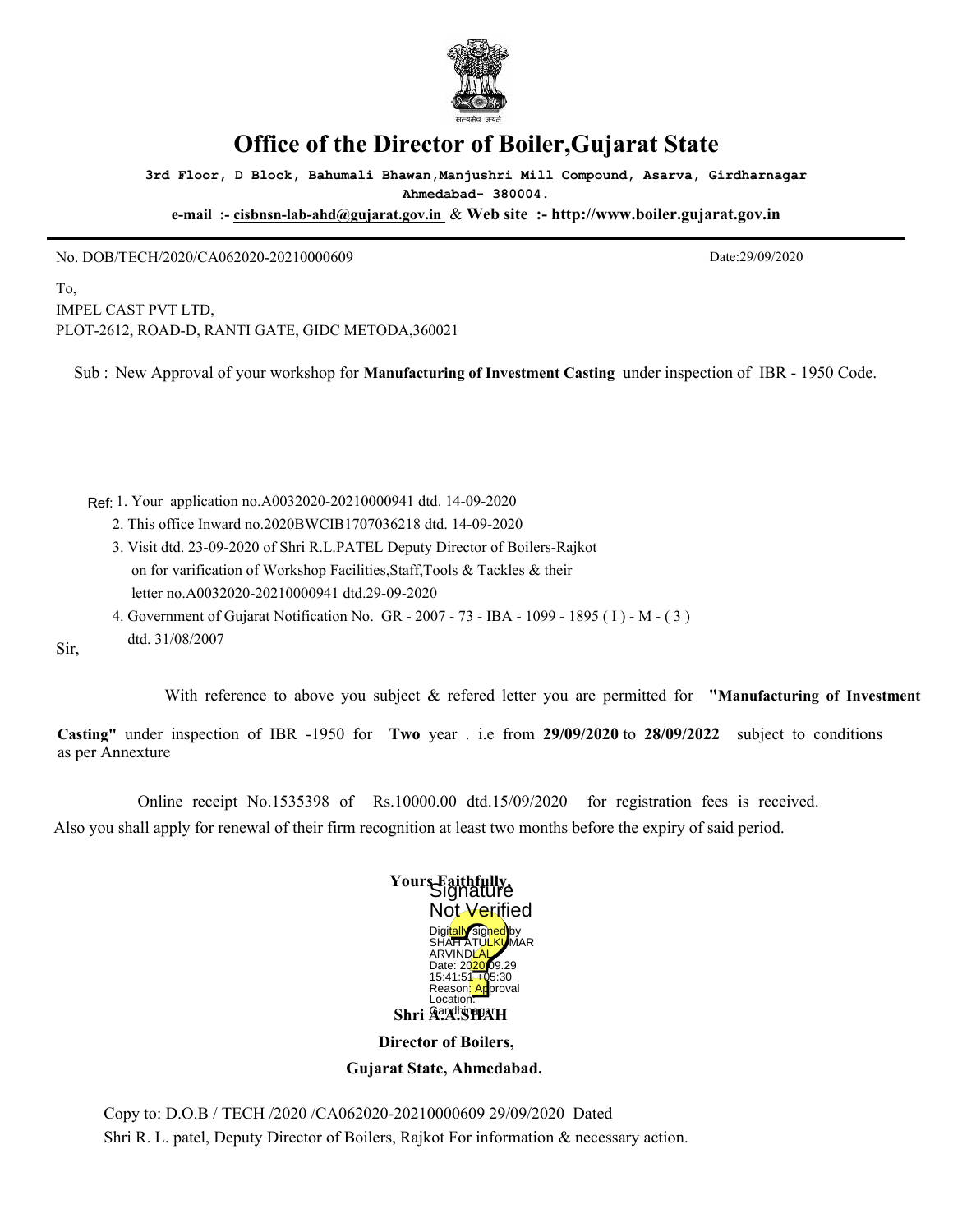# Office of the Director of Boiler,Gujarat State

**3rd Floor, D Block, Bahumali Bhawan,Manjushri Mill Compound, Asarva, Girdharnagar Ahmedabad- 380004.**

**e-mail :- cisbnsn-lab-ahd@gujarat.gov.in & Web site :- http://www.boiler.gujarat.gov.in**

No. DOB/TECH/2020/CA062020-20210000609 Date:29/09/2020

To,
IMPEL CAST PVT LTD,
PLOT-2612, ROAD-D, RANTI GATE, GIDC METODA,360021

Sub : New Approval of your workshop for **Manufacturing of Investment Casting** under inspection of IBR - 1950 Code.

Ref: 1. Your application no.A0032020-20210000941 dtd. 14-09-2020
2. This office Inward no.2020BWCIB1707036218 dtd. 14-09-2020
3. Visit dtd. 23-09-2020 of Shri R.L.PATEL Deputy Director of Boilers-Rajkot on for varification of Workshop Facilities,Staff,Tools & Tackles & their letter no.A0032020-20210000941 dtd.29-09-2020
4. Government of Gujarat Notification No. GR - 2007 - 73 - IBA - 1099 - 1895 ( I ) - M - ( 3 ) dtd. 31/08/2007

Sir,

With reference to above you subject & refered letter you are permitted for **"Manufacturing of Investment Casting"** under inspection of IBR -1950 for **Two** year . i.e from **29/09/2020** to **28/09/2022** subject to conditions as per Annexure

Online receipt No.1535398 of Rs.10000.00 dtd.15/09/2020 for registration fees is received. Also you shall apply for renewal of their firm recognition at least two months before the expiry of said period.

**Yours Faithfully,**

Signature Not Verified
Digitally signed by SHAH ATULKUMAR ARVINDLAL
Date: 2020.09.29 15:41:51 +05:30
Reason: Approval
Location: Gandhinagar

**Shri A.A.SHAH**

**Director of Boilers,**

**Gujarat State, Ahmedabad.**

Copy to: D.O.B / TECH /2020 /CA062020-20210000609 29/09/2020 Dated
Shri R. L. patel, Deputy Director of Boilers, Rajkot For information & necessary action.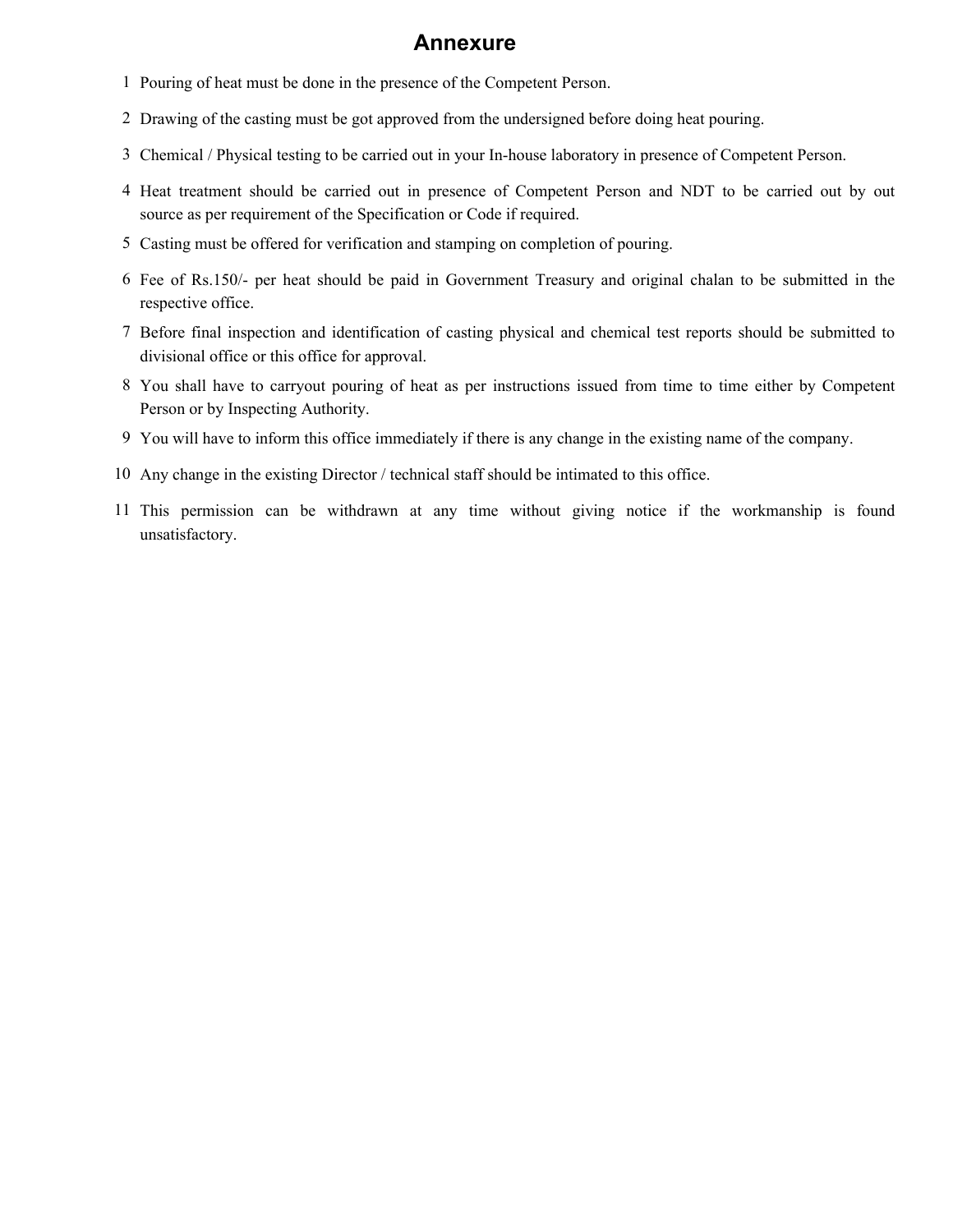# Annexure

1. Pouring of heat must be done in the presence of the Competent Person.
2. Drawing of the casting must be got approved from the undersigned before doing heat pouring.
3. Chemical / Physical testing to be carried out in your In-house laboratory in presence of Competent Person.
4. Heat treatment should be carried out in presence of Competent Person and NDT to be carried out by out source as per requirement of the Specification or Code if required.
5. Casting must be offered for verification and stamping on completion of pouring.
6. Fee of Rs.150/- per heat should be paid in Government Treasury and original chalan to be submitted in the respective office.
7. Before final inspection and identification of casting physical and chemical test reports should be submitted to divisional office or this office for approval.
8. You shall have to carryout pouring of heat as per instructions issued from time to time either by Competent Person or by Inspecting Authority.
9. You will have to inform this office immediately if there is any change in the existing name of the company.
10. Any change in the existing Director / technical staff should be intimated to this office.
11. This permission can be withdrawn at any time without giving notice if the workmanship is found unsatisfactory.